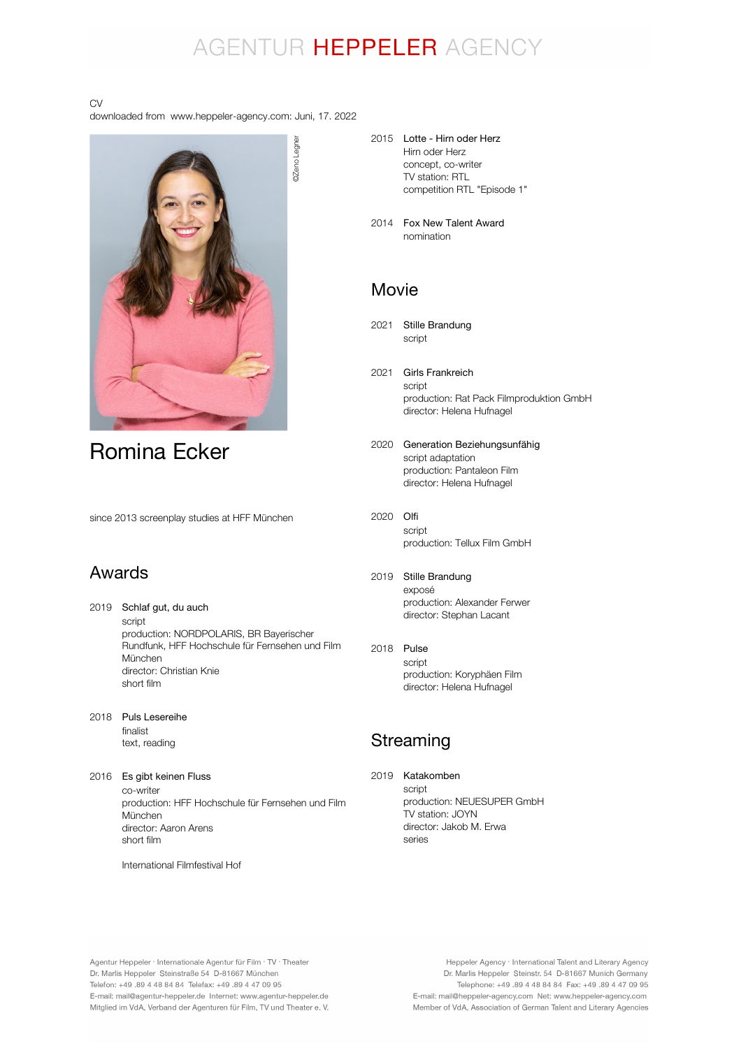# AGENTUR HEPPELER AGENCY

CV
downloaded from www.heppeler-agency.com: Juni, 17. 2022

©Zeno Legner

# Romina Ecker

since 2013 screenplay studies at HFF München

## Awards

2019 **Schlaf gut, du auch**
script
production: NORDPOLARIS, BR Bayerischer Rundfunk, HFF Hochschule für Fernsehen und Film München
director: Christian Knie
short film

2018 **Puls Lesereihe**
finalist
text, reading

2016 **Es gibt keinen Fluss**
co-writer
production: HFF Hochschule für Fernsehen und Film München
director: Aaron Arens
short film

International Filmfestival Hof

2015 **Lotte - Hirn oder Herz**
Hirn oder Herz
concept, co-writer
TV station: RTL
competition RTL "Episode 1"

2014 **Fox New Talent Award**
nomination

## Movie

2021 **Stille Brandung**
script

2021 **Girls Frankreich**
script
production: Rat Pack Filmproduktion GmbH
director: Helena Hufnagel

2020 **Generation Beziehungsunfähig**
script adaptation
production: Pantaleon Film
director: Helena Hufnagel

2020 **Olfi**
script
production: Tellux Film GmbH

2019 **Stille Brandung**
exposé
production: Alexander Ferwer
director: Stephan Lacant

2018 **Pulse**
script
production: Koryphäen Film
director: Helena Hufnagel

## Streaming

2019 **Katakomben**
script
production: NEUESUPER GmbH
TV station: JOYN
director: Jakob M. Erwa
series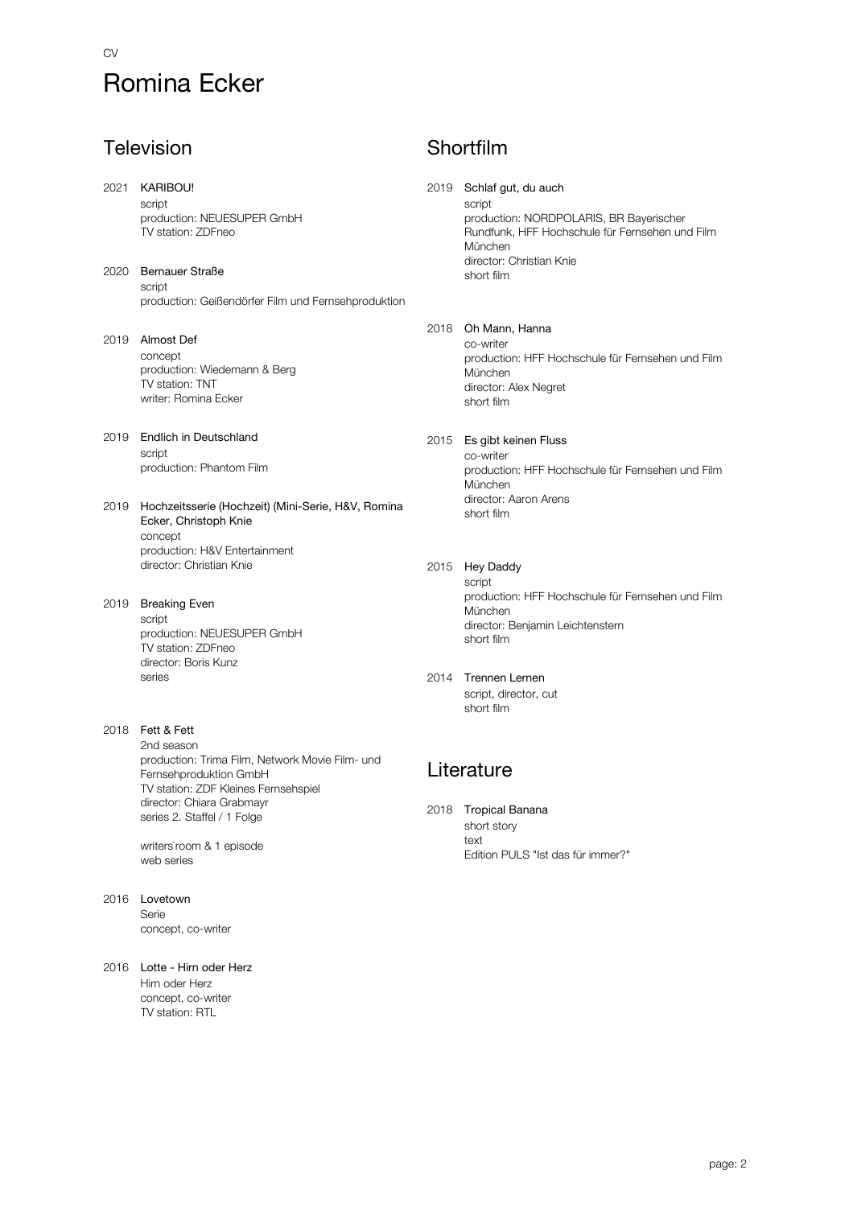CV

# Romina Ecker

## Television

2021 **KARIBOU!**
script
production: NEUESUPER GmbH
TV station: ZDFneo

2020 **Bernauer Straße**
script
production: Geißendörfer Film und Fernsehproduktion

2019 **Almost Def**
concept
production: Wiedemann & Berg
TV station: TNT
writer: Romina Ecker

2019 **Endlich in Deutschland**
script
production: Phantom Film

2019 **Hochzeitsserie (Hochzeit) (Mini-Serie, H&V, Romina Ecker, Christoph Knie**
concept
production: H&V Entertainment
director: Christian Knie

2019 **Breaking Even**
script
production: NEUESUPER GmbH
TV station: ZDFneo
director: Boris Kunz
series

2018 **Fett & Fett**
2nd season
production: Trima Film, Network Movie Film- und Fernsehproduktion GmbH
TV station: ZDF Kleines Fernsehspiel
director: Chiara Grabmayr
series 2. Staffel / 1 Folge

writers`room & 1 episode
web series

2016 **Lovetown**
Serie
concept, co-writer

2016 **Lotte - Hirn oder Herz**
Hirn oder Herz
concept, co-writer
TV station: RTL

## Shortfilm

2019 **Schlaf gut, du auch**
script
production: NORDPOLARIS, BR Bayerischer Rundfunk, HFF Hochschule für Fernsehen und Film München
director: Christian Knie
short film

2018 **Oh Mann, Hanna**
co-writer
production: HFF Hochschule für Fernsehen und Film München
director: Alex Negret
short film

2015 **Es gibt keinen Fluss**
co-writer
production: HFF Hochschule für Fernsehen und Film München
director: Aaron Arens
short film

2015 **Hey Daddy**
script
production: HFF Hochschule für Fernsehen und Film München
director: Benjamin Leichtenstern
short film

2014 **Trennen Lernen**
script, director, cut
short film

## Literature

2018 **Tropical Banana**
short story
text
Edition PULS "Ist das für immer?"